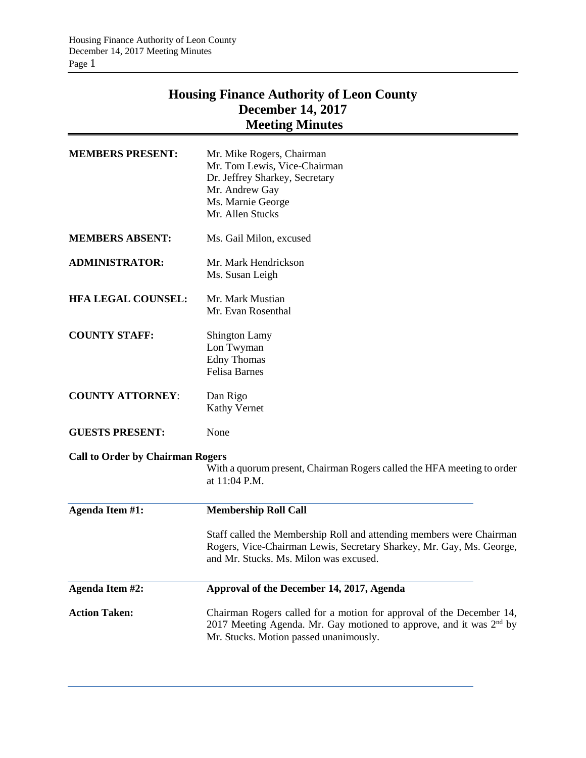# Housing Finance Authority of Leon County
# December 14, 2017
# Meeting Minutes

**MEMBERS PRESENT:**
Mr. Mike Rogers, Chairman
Mr. Tom Lewis, Vice-Chairman
Dr. Jeffrey Sharkey, Secretary
Mr. Andrew Gay
Ms. Marnie George
Mr. Allen Stucks

**MEMBERS ABSENT:**
Ms. Gail Milon, excused

**ADMINISTRATOR:**
Mr. Mark Hendrickson
Ms. Susan Leigh

**HFA LEGAL COUNSEL:**
Mr. Mark Mustian
Mr. Evan Rosenthal

**COUNTY STAFF:**
Shington Lamy
Lon Twyman
Edny Thomas
Felisa Barnes

**COUNTY ATTORNEY:**
Dan Rigo
Kathy Vernet

**GUESTS PRESENT:**
None

**Call to Order by Chairman Rogers**

With a quorum present, Chairman Rogers called the HFA meeting to order at 11:04 P.M.

**Agenda Item #1:** **Membership Roll Call**

Staff called the Membership Roll and attending members were Chairman Rogers, Vice-Chairman Lewis, Secretary Sharkey, Mr. Gay, Ms. George, and Mr. Stucks. Ms. Milon was excused.

**Agenda Item #2:** **Approval of the December 14, 2017, Agenda**

**Action Taken:** Chairman Rogers called for a motion for approval of the December 14, 2017 Meeting Agenda. Mr. Gay motioned to approve, and it was 2nd by Mr. Stucks. Motion passed unanimously.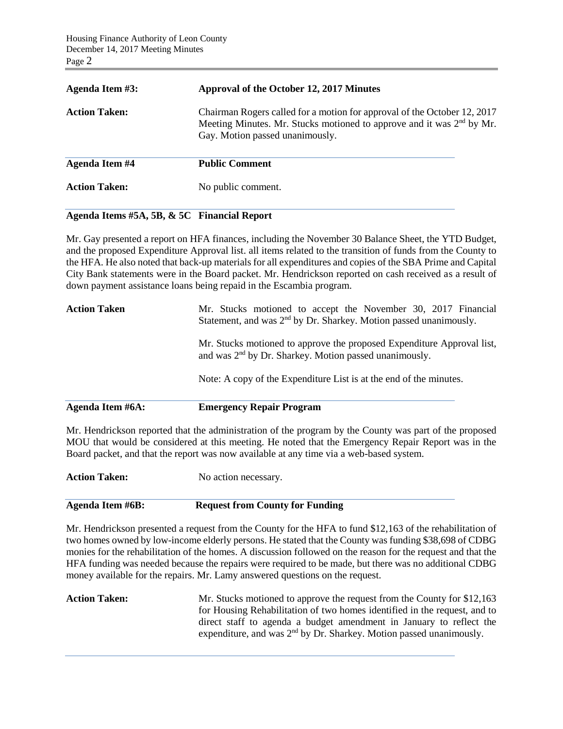**Agenda Item #3:** **Approval of the October 12, 2017 Minutes**

**Action Taken:** Chairman Rogers called for a motion for approval of the October 12, 2017 Meeting Minutes. Mr. Stucks motioned to approve and it was 2nd by Mr. Gay. Motion passed unanimously.

**Agenda Item #4** **Public Comment**

**Action Taken:** No public comment.

**Agenda Items #5A, 5B, & 5C Financial Report**

Mr. Gay presented a report on HFA finances, including the November 30 Balance Sheet, the YTD Budget, and the proposed Expenditure Approval list. all items related to the transition of funds from the County to the HFA. He also noted that back-up materials for all expenditures and copies of the SBA Prime and Capital City Bank statements were in the Board packet. Mr. Hendrickson reported on cash received as a result of down payment assistance loans being repaid in the Escambia program.

**Action Taken** Mr. Stucks motioned to accept the November 30, 2017 Financial Statement, and was 2nd by Dr. Sharkey. Motion passed unanimously.

Mr. Stucks motioned to approve the proposed Expenditure Approval list, and was 2nd by Dr. Sharkey. Motion passed unanimously.

Note: A copy of the Expenditure List is at the end of the minutes.

**Agenda Item #6A:** **Emergency Repair Program**

Mr. Hendrickson reported that the administration of the program by the County was part of the proposed MOU that would be considered at this meeting. He noted that the Emergency Repair Report was in the Board packet, and that the report was now available at any time via a web-based system.

**Action Taken:** No action necessary.

**Agenda Item #6B:** **Request from County for Funding**

Mr. Hendrickson presented a request from the County for the HFA to fund $12,163 of the rehabilitation of two homes owned by low-income elderly persons. He stated that the County was funding $38,698 of CDBG monies for the rehabilitation of the homes. A discussion followed on the reason for the request and that the HFA funding was needed because the repairs were required to be made, but there was no additional CDBG money available for the repairs. Mr. Lamy answered questions on the request.

**Action Taken:** Mr. Stucks motioned to approve the request from the County for $12,163 for Housing Rehabilitation of two homes identified in the request, and to direct staff to agenda a budget amendment in January to reflect the expenditure, and was 2nd by Dr. Sharkey. Motion passed unanimously.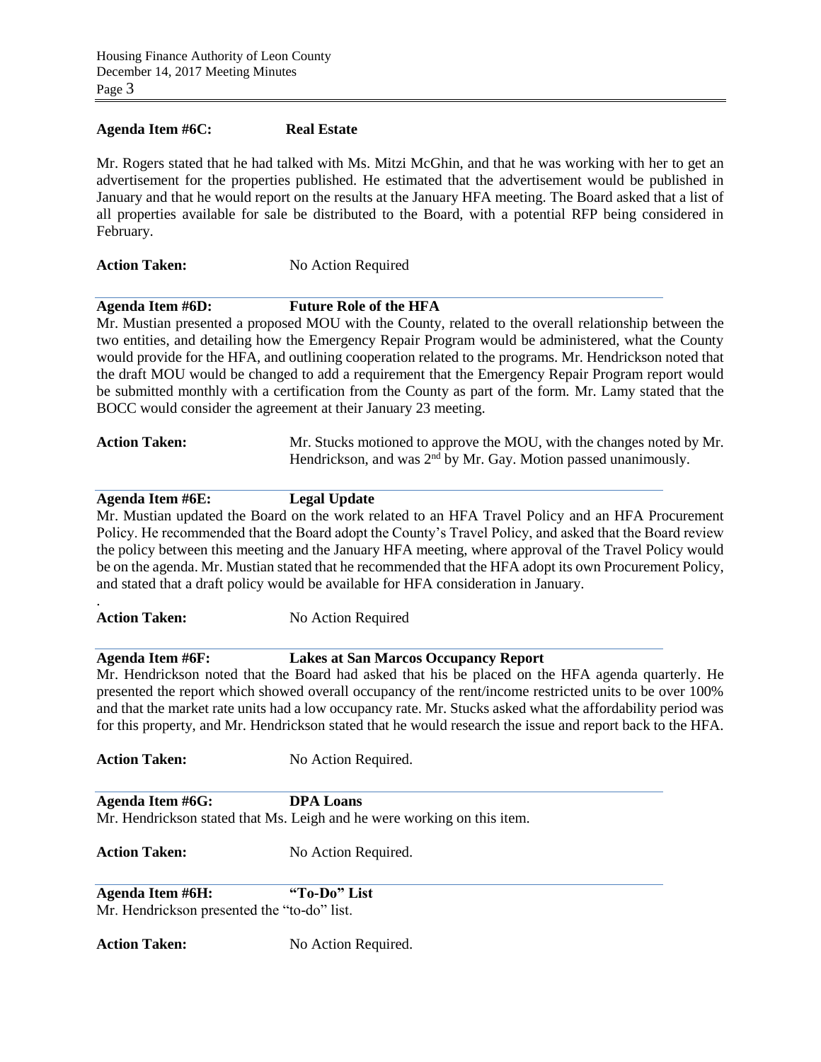**Agenda Item #6C: Real Estate**

Mr. Rogers stated that he had talked with Ms. Mitzi McGhin, and that he was working with her to get an advertisement for the properties published. He estimated that the advertisement would be published in January and that he would report on the results at the January HFA meeting. The Board asked that a list of all properties available for sale be distributed to the Board, with a potential RFP being considered in February.

**Action Taken:** No Action Required

**Agenda Item #6D: Future Role of the HFA**

Mr. Mustian presented a proposed MOU with the County, related to the overall relationship between the two entities, and detailing how the Emergency Repair Program would be administered, what the County would provide for the HFA, and outlining cooperation related to the programs. Mr. Hendrickson noted that the draft MOU would be changed to add a requirement that the Emergency Repair Program report would be submitted monthly with a certification from the County as part of the form. Mr. Lamy stated that the BOCC would consider the agreement at their January 23 meeting.

**Action Taken:** Mr. Stucks motioned to approve the MOU, with the changes noted by Mr. Hendrickson, and was 2nd by Mr. Gay. Motion passed unanimously.

**Agenda Item #6E: Legal Update**

Mr. Mustian updated the Board on the work related to an HFA Travel Policy and an HFA Procurement Policy. He recommended that the Board adopt the County's Travel Policy, and asked that the Board review the policy between this meeting and the January HFA meeting, where approval of the Travel Policy would be on the agenda. Mr. Mustian stated that he recommended that the HFA adopt its own Procurement Policy, and stated that a draft policy would be available for HFA consideration in January.

.

**Action Taken:** No Action Required

**Agenda Item #6F: Lakes at San Marcos Occupancy Report**

Mr. Hendrickson noted that the Board had asked that his be placed on the HFA agenda quarterly. He presented the report which showed overall occupancy of the rent/income restricted units to be over 100% and that the market rate units had a low occupancy rate. Mr. Stucks asked what the affordability period was for this property, and Mr. Hendrickson stated that he would research the issue and report back to the HFA.

**Action Taken:** No Action Required.

**Agenda Item #6G: DPA Loans**

Mr. Hendrickson stated that Ms. Leigh and he were working on this item.

**Action Taken:** No Action Required.

**Agenda Item #6H: "To-Do" List**

Mr. Hendrickson presented the "to-do" list.

**Action Taken:** No Action Required.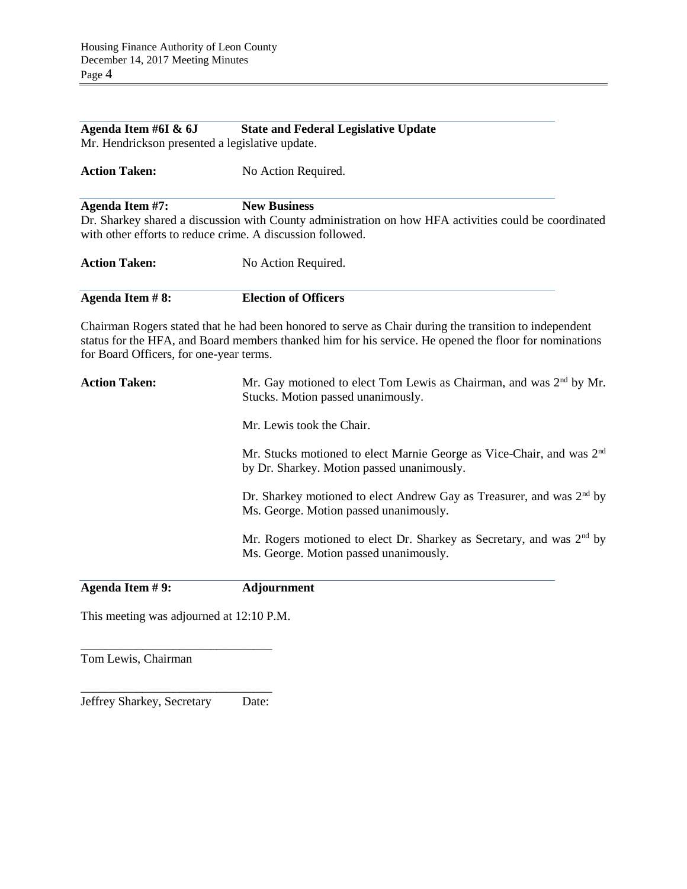**Agenda Item #6I & 6J** **State and Federal Legislative Update**

Mr. Hendrickson presented a legislative update.

**Action Taken:** No Action Required.

**Agenda Item #7:** **New Business**

Dr. Sharkey shared a discussion with County administration on how HFA activities could be coordinated with other efforts to reduce crime. A discussion followed.

**Action Taken:** No Action Required.

**Agenda Item # 8:** **Election of Officers**

Chairman Rogers stated that he had been honored to serve as Chair during the transition to independent status for the HFA, and Board members thanked him for his service. He opened the floor for nominations for Board Officers, for one-year terms.

**Action Taken:** Mr. Gay motioned to elect Tom Lewis as Chairman, and was 2nd by Mr. Stucks. Motion passed unanimously.

Mr. Lewis took the Chair.

Mr. Stucks motioned to elect Marnie George as Vice-Chair, and was 2nd by Dr. Sharkey. Motion passed unanimously.

Dr. Sharkey motioned to elect Andrew Gay as Treasurer, and was 2nd by Ms. George. Motion passed unanimously.

Mr. Rogers motioned to elect Dr. Sharkey as Secretary, and was 2nd by Ms. George. Motion passed unanimously.

**Agenda Item # 9:** **Adjournment**

This meeting was adjourned at 12:10 P.M.

\_\_\_\_\_\_\_\_\_\_\_\_\_\_\_\_\_\_\_\_\_\_\_\_\_\_\_\_\_\_\_

Tom Lewis, Chairman

\_\_\_\_\_\_\_\_\_\_\_\_\_\_\_\_\_\_\_\_\_\_\_\_\_\_\_\_\_\_\_

Jeffrey Sharkey, Secretary Date: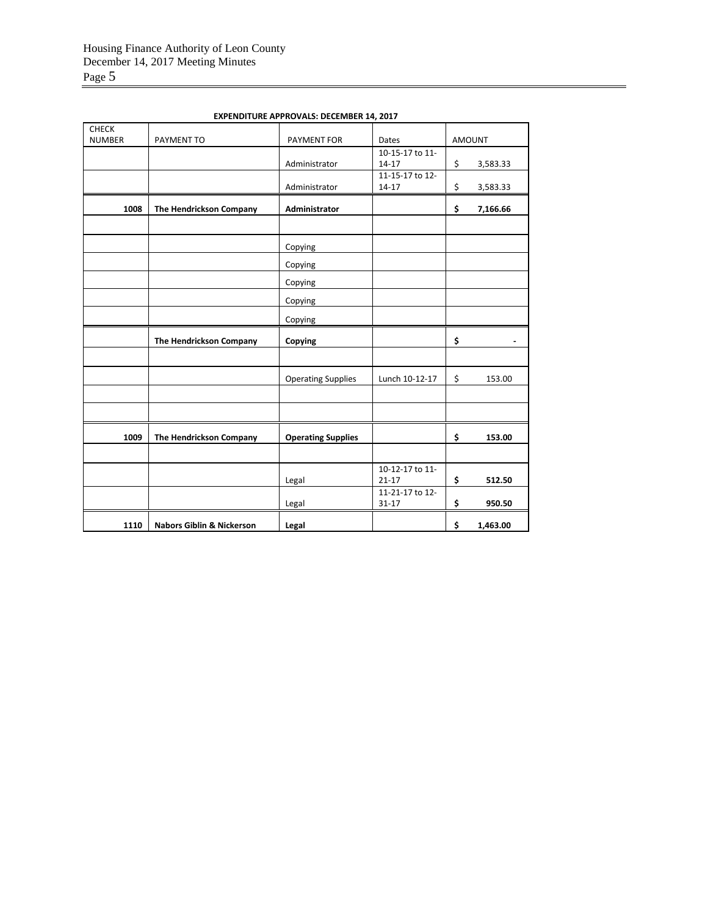**EXPENDITURE APPROVALS: DECEMBER 14, 2017**

| CHECK NUMBER | PAYMENT TO | PAYMENT FOR | Dates | AMOUNT |
|---|---|---|---|---|
| | | Administrator | 10-15-17 to 11-14-17 | $ 3,583.33 |
| | | Administrator | 11-15-17 to 12-14-17 | $ 3,583.33 |
| **1008** | **The Hendrickson Company** | **Administrator** | | **$ 7,166.66** |
| | | | | |
| | | Copying | | |
| | | Copying | | |
| | | Copying | | |
| | | Copying | | |
| | | Copying | | |
| | **The Hendrickson Company** | **Copying** | | **$ -** |
| | | | | |
| | | Operating Supplies | Lunch 10-12-17 | $ 153.00 |
| | | | | |
| | | | | |
| **1009** | **The Hendrickson Company** | **Operating Supplies** | | **$ 153.00** |
| | | | | |
| | | Legal | 10-12-17 to 11-21-17 | **$ 512.50** |
| | | Legal | 11-21-17 to 12-31-17 | **$ 950.50** |
| **1110** | **Nabors Giblin & Nickerson** | **Legal** | | **$ 1,463.00** |